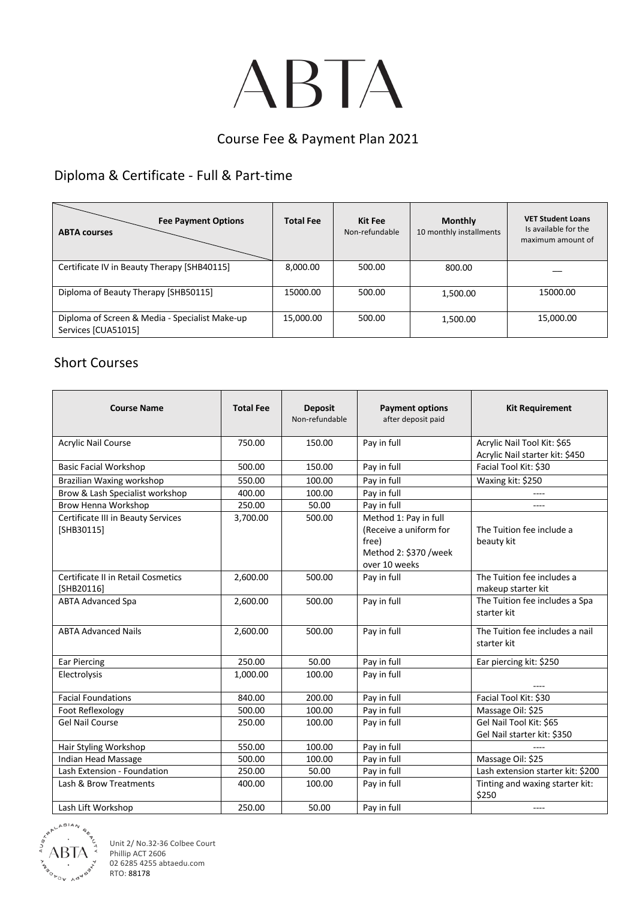# ABTA

## Course Fee & Payment Plan 2021

## Diploma & Certificate - Full & Part-time

| Fee Payment Options / ABTA courses | Total Fee | Kit Fee Non-refundable | Monthly 10 monthly installments | VET Student Loans Is available for the maximum amount of |
|---|---|---|---|---|
| Certificate IV in Beauty Therapy [SHB40115] | 8,000.00 | 500.00 | 800.00 | __ |
| Diploma of Beauty Therapy [SHB50115] | 15000.00 | 500.00 | 1,500.00 | 15000.00 |
| Diploma of Screen & Media - Specialist Make-up Services [CUA51015] | 15,000.00 | 500.00 | 1,500.00 | 15,000.00 |

## Short Courses

| Course Name | Total Fee | Deposit Non-refundable | Payment options after deposit paid | Kit Requirement |
|---|---|---|---|---|
| Acrylic Nail Course | 750.00 | 150.00 | Pay in full | Acrylic Nail Tool Kit: $65<br>Acrylic Nail starter kit: $450 |
| Basic Facial Workshop | 500.00 | 150.00 | Pay in full | Facial Tool Kit: $30 |
| Brazilian Waxing workshop | 550.00 | 100.00 | Pay in full | Waxing kit: $250 |
| Brow & Lash Specialist workshop | 400.00 | 100.00 | Pay in full | ---- |
| Brow Henna Workshop | 250.00 | 50.00 | Pay in full | ---- |
| Certificate III in Beauty Services [SHB30115] | 3,700.00 | 500.00 | Method 1: Pay in full (Receive a uniform for free)<br>Method 2: $370 /week over 10 weeks | The Tuition fee include a beauty kit |
| Certificate II in Retail Cosmetics [SHB20116] | 2,600.00 | 500.00 | Pay in full | The Tuition fee includes a makeup starter kit |
| ABTA Advanced Spa | 2,600.00 | 500.00 | Pay in full | The Tuition fee includes a Spa starter kit |
| ABTA Advanced Nails | 2,600.00 | 500.00 | Pay in full | The Tuition fee includes a nail starter kit |
| Ear Piercing | 250.00 | 50.00 | Pay in full | Ear piercing kit: $250 |
| Electrolysis | 1,000.00 | 100.00 | Pay in full | ---- |
| Facial Foundations | 840.00 | 200.00 | Pay in full | Facial Tool Kit: $30 |
| Foot Reflexology | 500.00 | 100.00 | Pay in full | Massage Oil: $25 |
| Gel Nail Course | 250.00 | 100.00 | Pay in full | Gel Nail Tool Kit: $65<br>Gel Nail starter kit: $350 |
| Hair Styling Workshop | 550.00 | 100.00 | Pay in full | ---- |
| Indian Head Massage | 500.00 | 100.00 | Pay in full | Massage Oil: $25 |
| Lash Extension - Foundation | 250.00 | 50.00 | Pay in full | Lash extension starter kit: $200 |
| Lash & Brow Treatments | 400.00 | 100.00 | Pay in full | Tinting and waxing starter kit: $250 |
| Lash Lift Workshop | 250.00 | 50.00 | Pay in full | ---- |

Unit 2/ No.32-36 Colbee Court
Phillip ACT 2606
02 6285 4255 abtaedu.com
RTO: 88178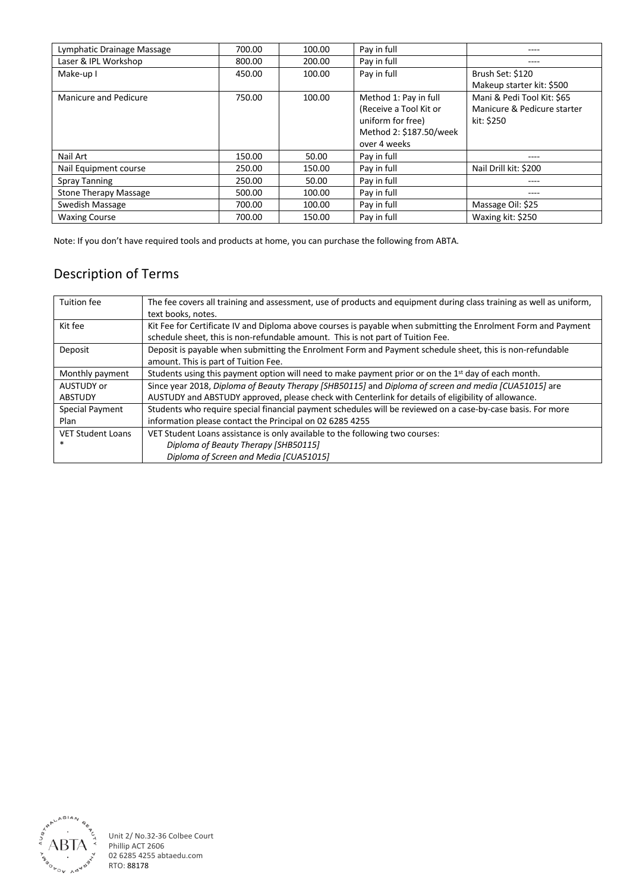| | | | | |
|---|---|---|---|---|
| Lymphatic Drainage Massage | 700.00 | 100.00 | Pay in full | ---- |
| Laser & IPL Workshop | 800.00 | 200.00 | Pay in full | ---- |
| Make-up I | 450.00 | 100.00 | Pay in full | Brush Set: $120<br>Makeup starter kit: $500 |
| Manicure and Pedicure | 750.00 | 100.00 | Method 1: Pay in full (Receive a Tool Kit or uniform for free)<br>Method 2: $187.50/week over 4 weeks | Mani & Pedi Tool Kit: $65<br>Manicure & Pedicure starter kit: $250 |
| Nail Art | 150.00 | 50.00 | Pay in full | ---- |
| Nail Equipment course | 250.00 | 150.00 | Pay in full | Nail Drill kit: $200 |
| Spray Tanning | 250.00 | 50.00 | Pay in full | ---- |
| Stone Therapy Massage | 500.00 | 100.00 | Pay in full | ---- |
| Swedish Massage | 700.00 | 100.00 | Pay in full | Massage Oil: $25 |
| Waxing Course | 700.00 | 150.00 | Pay in full | Waxing kit: $250 |

Note: If you don't have required tools and products at home, you can purchase the following from ABTA.

## Description of Terms

| | |
|---|---|
| Tuition fee | The fee covers all training and assessment, use of products and equipment during class training as well as uniform, text books, notes. |
| Kit fee | Kit Fee for Certificate IV and Diploma above courses is payable when submitting the Enrolment Form and Payment schedule sheet, this is non-refundable amount. This is not part of Tuition Fee. |
| Deposit | Deposit is payable when submitting the Enrolment Form and Payment schedule sheet, this is non-refundable amount. This is part of Tuition Fee. |
| Monthly payment | Students using this payment option will need to make payment prior or on the 1st day of each month. |
| AUSTUDY or ABSTUDY | Since year 2018, *Diploma of Beauty Therapy [SHB50115]* and *Diploma of screen and media [CUA51015]* are AUSTUDY and ABSTUDY approved, please check with Centerlink for details of eligibility of allowance. |
| Special Payment Plan | Students who require special financial payment schedules will be reviewed on a case-by-case basis. For more information please contact the Principal on 02 6285 4255 |
| VET Student Loans * | VET Student Loans assistance is only available to the following two courses:<br>*Diploma of Beauty Therapy [SHB50115]*<br>*Diploma of Screen and Media [CUA51015]* |

Unit 2/ No.32-36 Colbee Court
Phillip ACT 2606
02 6285 4255 abtaedu.com
RTO: 88178